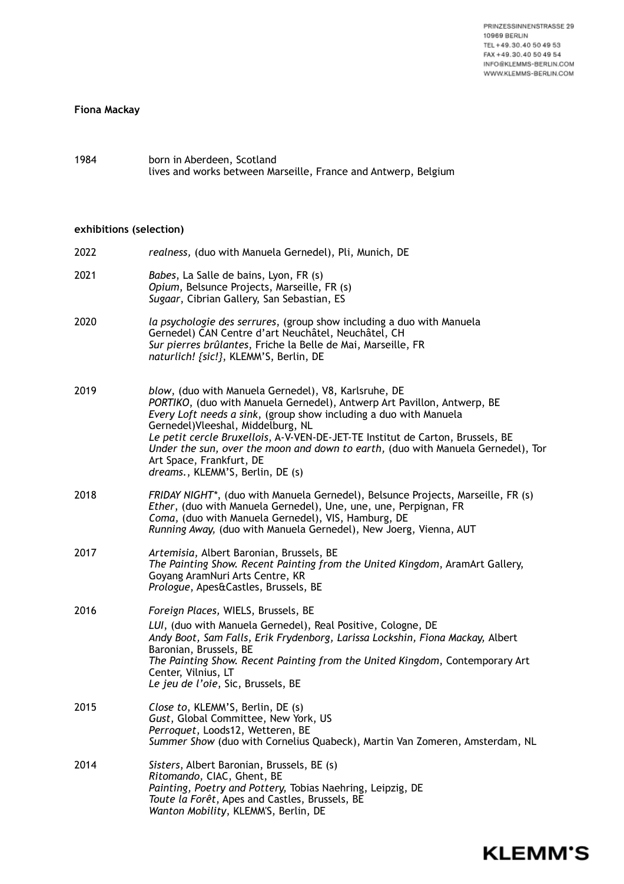PRINZESSINNENSTRASSE 29
10969 BERLIN
TEL +49.30.40 50 49 53
FAX +49.30.40 50 49 54
INFO@KLEMMS-BERLIN.COM
WWW.KLEMMS-BERLIN.COM

**Fiona Mackay**

1984 born in Aberdeen, Scotland
lives and works between Marseille, France and Antwerp, Belgium

**exhibitions (selection)**

2022
*realness*, (duo with Manuela Gernedel), Pli, Munich, DE

2021
*Babes*, La Salle de bains, Lyon, FR (s)
*Opium*, Belsunce Projects, Marseille, FR (s)
*Sugaar*, Cibrian Gallery, San Sebastian, ES

2020
*la psychologie des serrures*, (group show including a duo with Manuela Gernedel) CAN Centre d'art Neuchâtel, Neuchâtel, CH
*Sur pierres brûlantes*, Friche la Belle de Mai, Marseille, FR
*naturlich! {sic!}*, KLEMM'S, Berlin, DE

2019
*blow*, (duo with Manuela Gernedel), V8, Karlsruhe, DE
*PORTIKO*, (duo with Manuela Gernedel), Antwerp Art Pavillon, Antwerp, BE
*Every Loft needs a sink*, (group show including a duo with Manuela Gernedel)Vleeshal, Middelburg, NL
*Le petit cercle Bruxellois*, A-V-VEN-DE-JET-TE Institut de Carton, Brussels, BE
*Under the sun, over the moon and down to earth,* (duo with Manuela Gernedel), Tor Art Space, Frankfurt, DE
*dreams.*, KLEMM'S, Berlin, DE (s)

2018
*FRIDAY NIGHT**, (duo with Manuela Gernedel), Belsunce Projects, Marseille, FR (s)
*Ether*, (duo with Manuela Gernedel), Une, une, une, Perpignan, FR
*Coma,* (duo with Manuela Gernedel), VIS, Hamburg, DE
*Running Away,* (duo with Manuela Gernedel), New Joerg, Vienna, AUT

2017
*Artemisia,* Albert Baronian, Brussels, BE
*The Painting Show. Recent Painting from the United Kingdom*, AramArt Gallery, Goyang AramNuri Arts Centre, KR
*Prologue*, Apes&Castles, Brussels, BE

2016
*Foreign Places,* WIELS, Brussels, BE
*LUI*, (duo with Manuela Gernedel), Real Positive, Cologne, DE
*Andy Boot, Sam Falls, Erik Frydenborg, Larissa Lockshin, Fiona Mackay,* Albert Baronian, Brussels, BE
*The Painting Show. Recent Painting from the United Kingdom*, Contemporary Art Center, Vilnius, LT
*Le jeu de l'oie*, Sic, Brussels, BE

2015
*Close to*, KLEMM'S, Berlin, DE (s)
*Gust*, Global Committee, New York, US
*Perroquet*, Loods12, Wetteren, BE
*Summer Show* (duo with Cornelius Quabeck), Martin Van Zomeren, Amsterdam, NL

2014
*Sisters,* Albert Baronian, Brussels, BE (s)
*Ritomando,* CIAC, Ghent, BE
*Painting, Poetry and Pottery,* Tobias Naehring, Leipzig, DE
*Toute la Forêt,* Apes and Castles, Brussels, BE
*Wanton Mobility*, KLEMM'S, Berlin, DE

KLEMM'S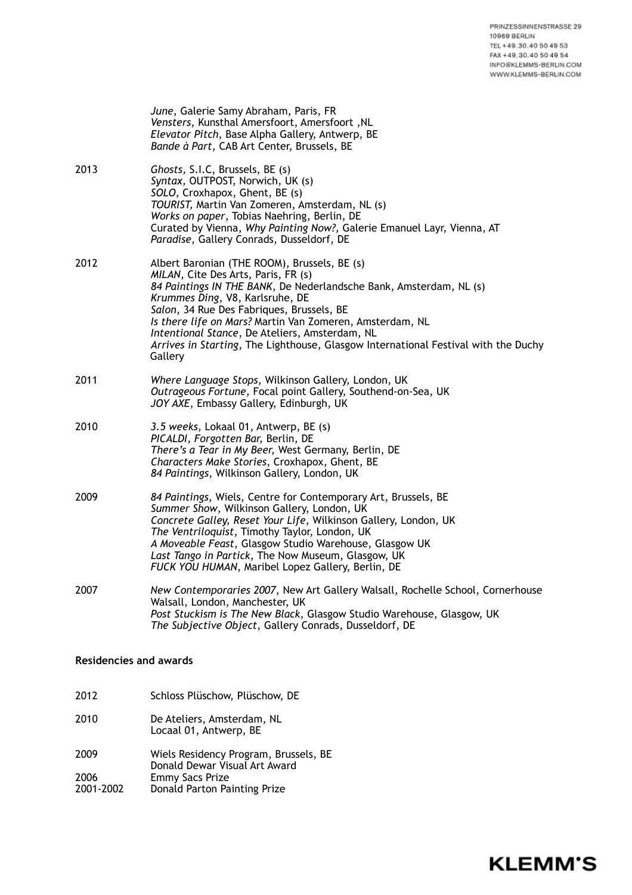PRINZESSINNENSTRASSE 29
10969 BERLIN
TEL +49.30.40 50 49 53
FAX +49.30.40 50 49 54
INFO@KLEMMS-BERLIN.COM
WWW.KLEMMS-BERLIN.COM

| | |
|---|---|
| | *June*, Galerie Samy Abraham, Paris, FR<br>*Vensters*, Kunsthal Amersfoort, Amersfoort ,NL<br>*Elevator Pitch*, Base Alpha Gallery, Antwerp, BE<br>*Bande à Part*, CAB Art Center, Brussels, BE |
| 2013 | *Ghosts*, S.I.C, Brussels, BE (s)<br>*Syntax*, OUTPOST, Norwich, UK (s)<br>*SOLO*, Croxhapox, Ghent, BE (s)<br>*TOURIST*, Martin Van Zomeren, Amsterdam, NL (s)<br>*Works on paper*, Tobias Naehring, Berlin, DE<br>Curated by Vienna, *Why Painting Now?*, Galerie Emanuel Layr, Vienna, AT<br>*Paradise*, Gallery Conrads, Dusseldorf, DE |
| 2012 | Albert Baronian (THE ROOM), Brussels, BE (s)<br>*MILAN*, Cite Des Arts, Paris, FR (s)<br>*84 Paintings IN THE BANK*, De Nederlandsche Bank, Amsterdam, NL (s)<br>*Krummes Ding*, V8, Karlsruhe, DE<br>*Salon*, 34 Rue Des Fabriques, Brussels, BE<br>*Is there life on Mars?* Martin Van Zomeren, Amsterdam, NL<br>*Intentional Stance*, De Ateliers, Amsterdam, NL<br>*Arrives in Starting*, The Lighthouse, Glasgow International Festival with the Duchy Gallery |
| 2011 | *Where Language Stops*, Wilkinson Gallery, London, UK<br>*Outrageous Fortune*, Focal point Gallery, Southend-on-Sea, UK<br>*JOY AXE*, Embassy Gallery, Edinburgh, UK |
| 2010 | *3.5 weeks*, Lokaal 01, Antwerp, BE (s)<br>*PICALDI, Forgotten Bar*, Berlin, DE<br>*There's a Tear in My Beer*, West Germany, Berlin, DE<br>*Characters Make Stories*, Croxhapox, Ghent, BE<br>*84 Paintings*, Wilkinson Gallery, London, UK |
| 2009 | *84 Paintings*, Wiels, Centre for Contemporary Art, Brussels, BE<br>*Summer Show*, Wilkinson Gallery, London, UK<br>*Concrete Galley, Reset Your Life*, Wilkinson Gallery, London, UK<br>*The Ventriloquist*, Timothy Taylor, London, UK<br>*A Moveable Feast*, Glasgow Studio Warehouse, Glasgow UK<br>*Last Tango in Partick*, The Now Museum, Glasgow, UK<br>*FUCK YOU HUMAN*, Maribel Lopez Gallery, Berlin, DE |
| 2007 | *New Contemporaries 2007*, New Art Gallery Walsall, Rochelle School, Cornerhouse Walsall, London, Manchester, UK<br>*Post Stuckism is The New Black*, Glasgow Studio Warehouse, Glasgow, UK<br>*The Subjective Object*, Gallery Conrads, Dusseldorf, DE |

**Residencies and awards**

| | |
|---|---|
| 2012 | Schloss Plüschow, Plüschow, DE |
| 2010 | De Ateliers, Amsterdam, NL<br>Locaal 01, Antwerp, BE |
| 2009 | Wiels Residency Program, Brussels, BE<br>Donald Dewar Visual Art Award |
| 2006 | Emmy Sacs Prize |
| 2001-2002 | Donald Parton Painting Prize |

KLEMM'S